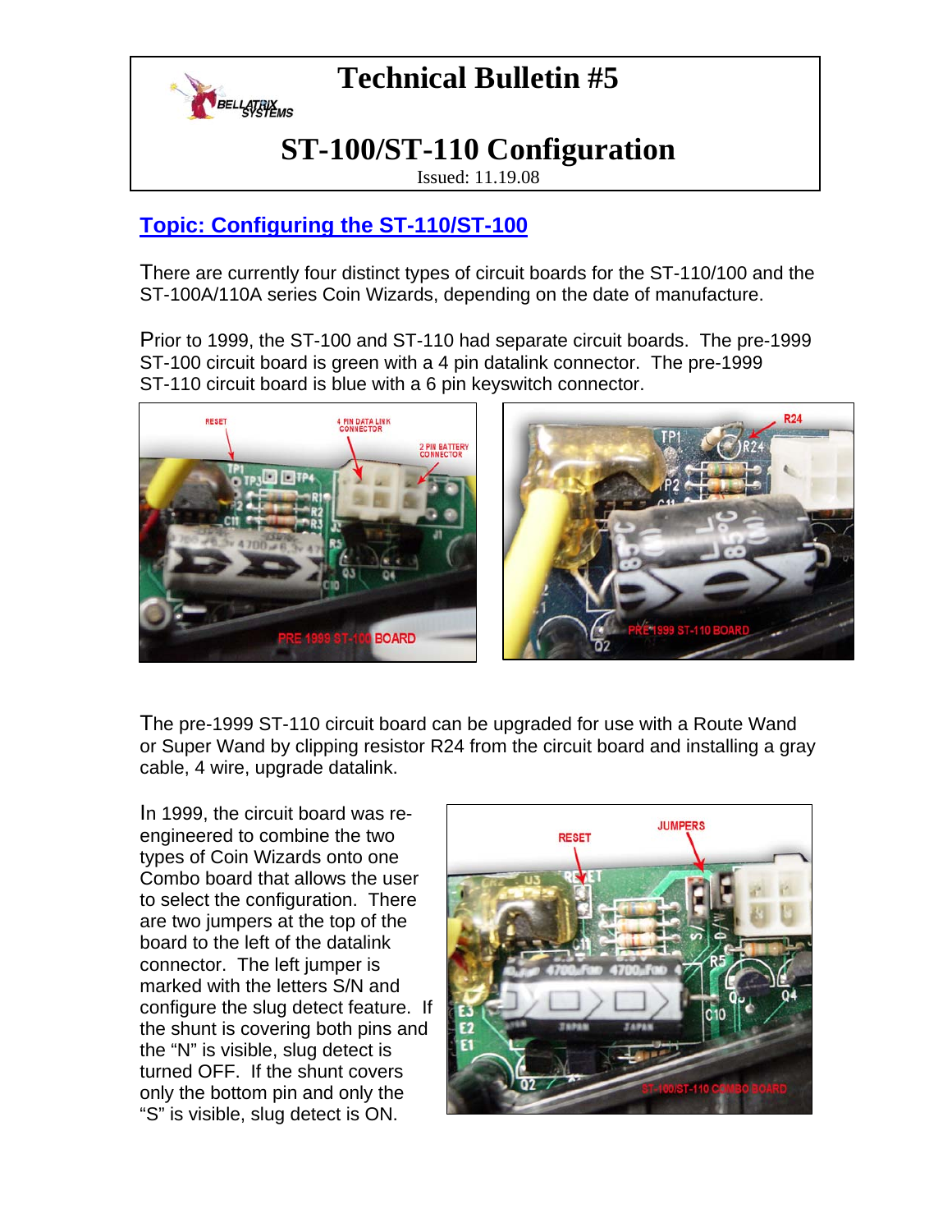# Technical Bulletin #5

## ST-100/ST-110 Configuration

Issued: 11.19.08

### Topic: Configuring the ST-110/ST-100

There are currently four distinct types of circuit boards for the ST-110/100 and the ST-100A/110A series Coin Wizards, depending on the date of manufacture.

Prior to 1999, the ST-100 and ST-110 had separate circuit boards. The pre-1999 ST-100 circuit board is green with a 4 pin datalink connector. The pre-1999 ST-110 circuit board is blue with a 6 pin keyswitch connector.

The pre-1999 ST-110 circuit board can be upgraded for use with a Route Wand or Super Wand by clipping resistor R24 from the circuit board and installing a gray cable, 4 wire, upgrade datalink.

In 1999, the circuit board was re-engineered to combine the two types of Coin Wizards onto one Combo board that allows the user to select the configuration. There are two jumpers at the top of the board to the left of the datalink connector. The left jumper is marked with the letters S/N and configure the slug detect feature. If the shunt is covering both pins and the "N" is visible, slug detect is turned OFF. If the shunt covers only the bottom pin and only the "S" is visible, slug detect is ON.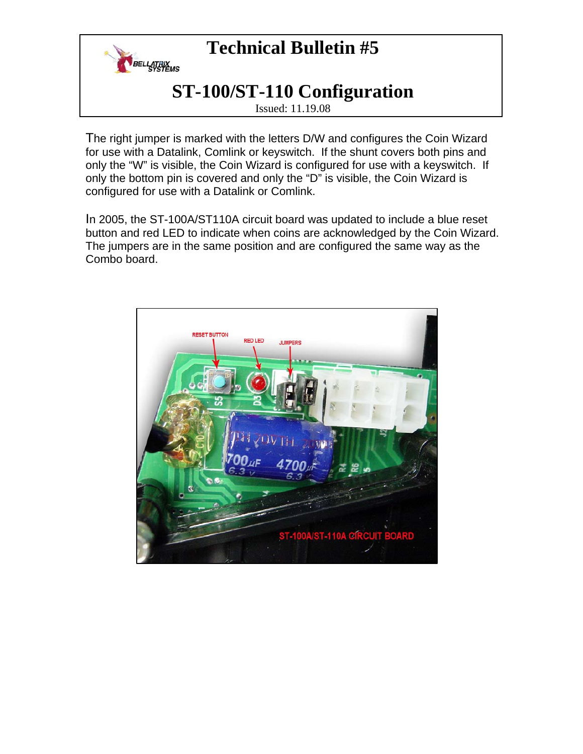The right jumper is marked with the letters D/W and configures the Coin Wizard for use with a Datalink, Comlink or keyswitch. If the shunt covers both pins and only the "W" is visible, the Coin Wizard is configured for use with a keyswitch. If only the bottom pin is covered and only the "D" is visible, the Coin Wizard is configured for use with a Datalink or Comlink.

In 2005, the ST-100A/ST110A circuit board was updated to include a blue reset button and red LED to indicate when coins are acknowledged by the Coin Wizard. The jumpers are in the same position and are configured the same way as the Combo board.